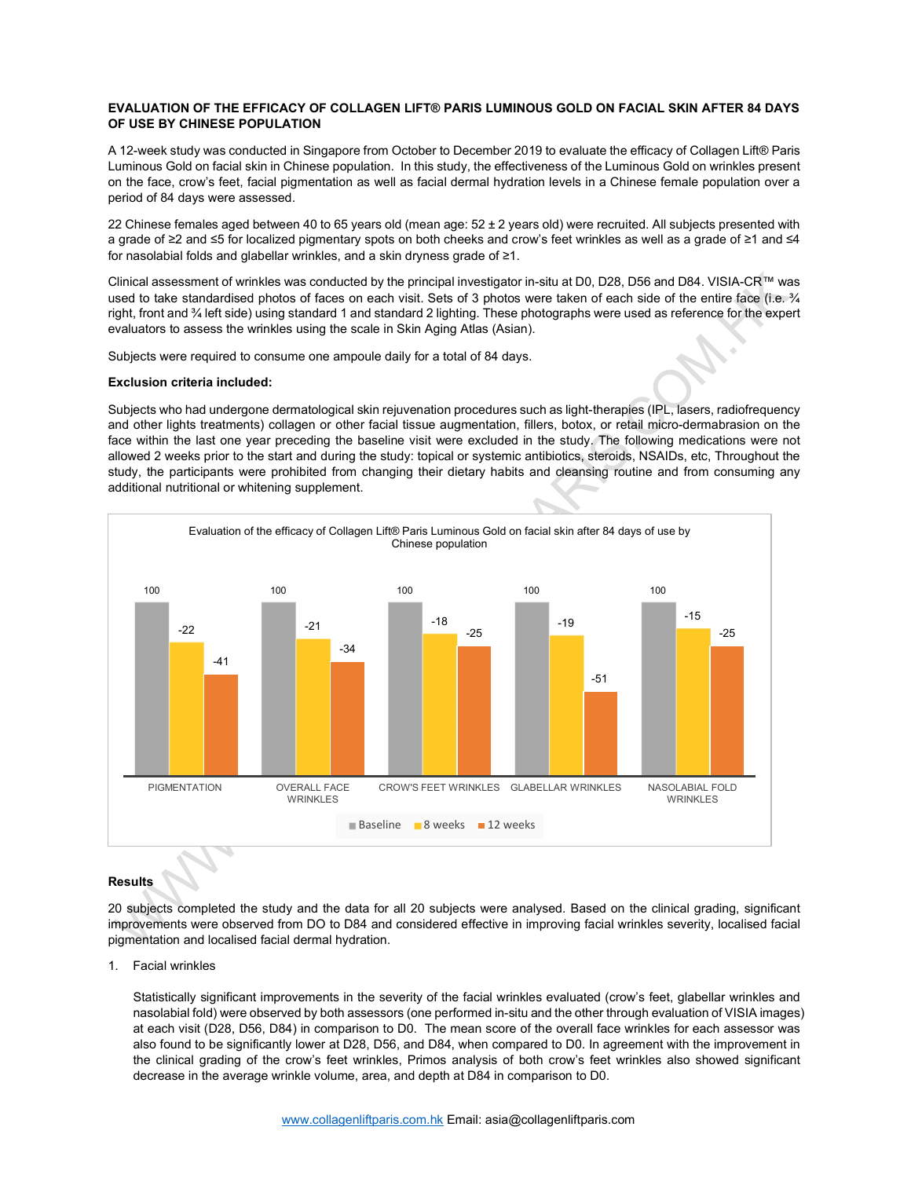**EVALUATION OF THE EFFICACY OF COLLAGEN LIFT® PARIS LUMINOUS GOLD ON FACIAL SKIN AFTER 84 DAYS OF USE BY CHINESE POPULATION**

A 12-week study was conducted in Singapore from October to December 2019 to evaluate the efficacy of Collagen Lift® Paris Luminous Gold on facial skin in Chinese population. In this study, the effectiveness of the Luminous Gold on wrinkles present on the face, crow's feet, facial pigmentation as well as facial dermal hydration levels in a Chinese female population over a period of 84 days were assessed.

22 Chinese females aged between 40 to 65 years old (mean age: 52 ± 2 years old) were recruited. All subjects presented with a grade of ≥2 and ≤5 for localized pigmentary spots on both cheeks and crow's feet wrinkles as well as a grade of ≥1 and ≤4 for nasolabial folds and glabellar wrinkles, and a skin dryness grade of ≥1.

Clinical assessment of wrinkles was conducted by the principal investigator in-situ at D0, D28, D56 and D84. VISIA-CR™ was used to take standardised photos of faces on each visit. Sets of 3 photos were taken of each side of the entire face (i.e. ¾ right, front and ¾ left side) using standard 1 and standard 2 lighting. These photographs were used as reference for the expert evaluators to assess the wrinkles using the scale in Skin Aging Atlas (Asian).

Subjects were required to consume one ampoule daily for a total of 84 days.

**Exclusion criteria included:**

Subjects who had undergone dermatological skin rejuvenation procedures such as light-therapies (IPL, lasers, radiofrequency and other lights treatments) collagen or other facial tissue augmentation, fillers, botox, or retail micro-dermabrasion on the face within the last one year preceding the baseline visit were excluded in the study. The following medications were not allowed 2 weeks prior to the start and during the study: topical or systemic antibiotics, steroids, NSAIDs, etc, Throughout the study, the participants were prohibited from changing their dietary habits and cleansing routine and from consuming any additional nutritional or whitening supplement.

Evaluation of the efficacy of Collagen Lift® Paris Luminous Gold on facial skin after 84 days of use by Chinese population

| | Baseline | 8 weeks | 12 weeks |
| --- | --- | --- | --- |
| PIGMENTATION | 100 | -22 | -41 |
| OVERALL FACE WRINKLES | 100 | -21 | -34 |
| CROW'S FEET WRINKLES | 100 | -18 | -25 |
| GLABELLAR WRINKLES | 100 | -19 | -51 |
| NASOLABIAL FOLD WRINKLES | 100 | -15 | -25 |

**Results**

20 subjects completed the study and the data for all 20 subjects were analysed. Based on the clinical grading, significant improvements were observed from DO to D84 and considered effective in improving facial wrinkles severity, localised facial pigmentation and localised facial dermal hydration.

1. Facial wrinkles

   Statistically significant improvements in the severity of the facial wrinkles evaluated (crow's feet, glabellar wrinkles and nasolabial fold) were observed by both assessors (one performed in-situ and the other through evaluation of VISIA images) at each visit (D28, D56, D84) in comparison to D0. The mean score of the overall face wrinkles for each assessor was also found to be significantly lower at D28, D56, and D84, when compared to D0. In agreement with the improvement in the clinical grading of the crow's feet wrinkles, Primos analysis of both crow's feet wrinkles also showed significant decrease in the average wrinkle volume, area, and depth at D84 in comparison to D0.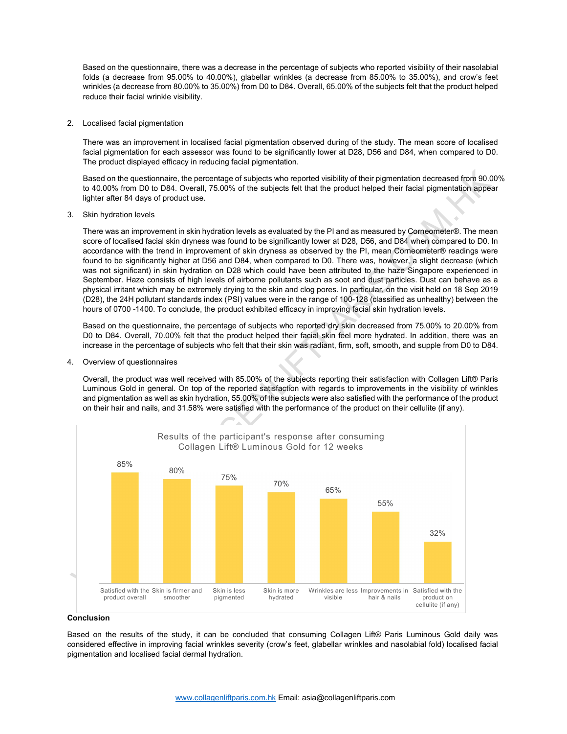Based on the questionnaire, there was a decrease in the percentage of subjects who reported visibility of their nasolabial folds (a decrease from 95.00% to 40.00%), glabellar wrinkles (a decrease from 85.00% to 35.00%), and crow's feet wrinkles (a decrease from 80.00% to 35.00%) from D0 to D84. Overall, 65.00% of the subjects felt that the product helped reduce their facial wrinkle visibility.

2. Localised facial pigmentation

   There was an improvement in localised facial pigmentation observed during of the study. The mean score of localised facial pigmentation for each assessor was found to be significantly lower at D28, D56 and D84, when compared to D0. The product displayed efficacy in reducing facial pigmentation.

   Based on the questionnaire, the percentage of subjects who reported visibility of their pigmentation decreased from 90.00% to 40.00% from D0 to D84. Overall, 75.00% of the subjects felt that the product helped their facial pigmentation appear lighter after 84 days of product use.

3. Skin hydration levels

   There was an improvement in skin hydration levels as evaluated by the PI and as measured by Corneometer®. The mean score of localised facial skin dryness was found to be significantly lower at D28, D56, and D84 when compared to D0. In accordance with the trend in improvement of skin dryness as observed by the PI, mean Corneometer® readings were found to be significantly higher at D56 and D84, when compared to D0. There was, however, a slight decrease (which was not significant) in skin hydration on D28 which could have been attributed to the haze Singapore experienced in September. Haze consists of high levels of airborne pollutants such as soot and dust particles. Dust can behave as a physical irritant which may be extremely drying to the skin and clog pores. In particular, on the visit held on 18 Sep 2019 (D28), the 24H pollutant standards index (PSI) values were in the range of 100-128 (classified as unhealthy) between the hours of 0700 -1400. To conclude, the product exhibited efficacy in improving facial skin hydration levels.

   Based on the questionnaire, the percentage of subjects who reported dry skin decreased from 75.00% to 20.00% from D0 to D84. Overall, 70.00% felt that the product helped their facial skin feel more hydrated. In addition, there was an increase in the percentage of subjects who felt that their skin was radiant, firm, soft, smooth, and supple from D0 to D84.

4. Overview of questionnaires

   Overall, the product was well received with 85.00% of the subjects reporting their satisfaction with Collagen Lift® Paris Luminous Gold in general. On top of the reported satisfaction with regards to improvements in the visibility of wrinkles and pigmentation as well as skin hydration, 55.00% of the subjects were also satisfied with the performance of the product on their hair and nails, and 31.58% were satisfied with the performance of the product on their cellulite (if any).

Results of the participant's response after consuming Collagen Lift® Luminous Gold for 12 weeks

85%
80%
75%
70%
65%
55%
32%

Satisfied with the product overall
Skin is firmer and smoother
Skin is less pigmented
Skin is more hydrated
Wrinkles are less visible
Improvements in hair & nails
Satisfied with the product on cellulite (if any)

**Conclusion**

Based on the results of the study, it can be concluded that consuming Collagen Lift® Paris Luminous Gold daily was considered effective in improving facial wrinkles severity (crow's feet, glabellar wrinkles and nasolabial fold) localised facial pigmentation and localised facial dermal hydration.

www.collagenliftparis.com.hk Email: asia@collagenliftparis.com